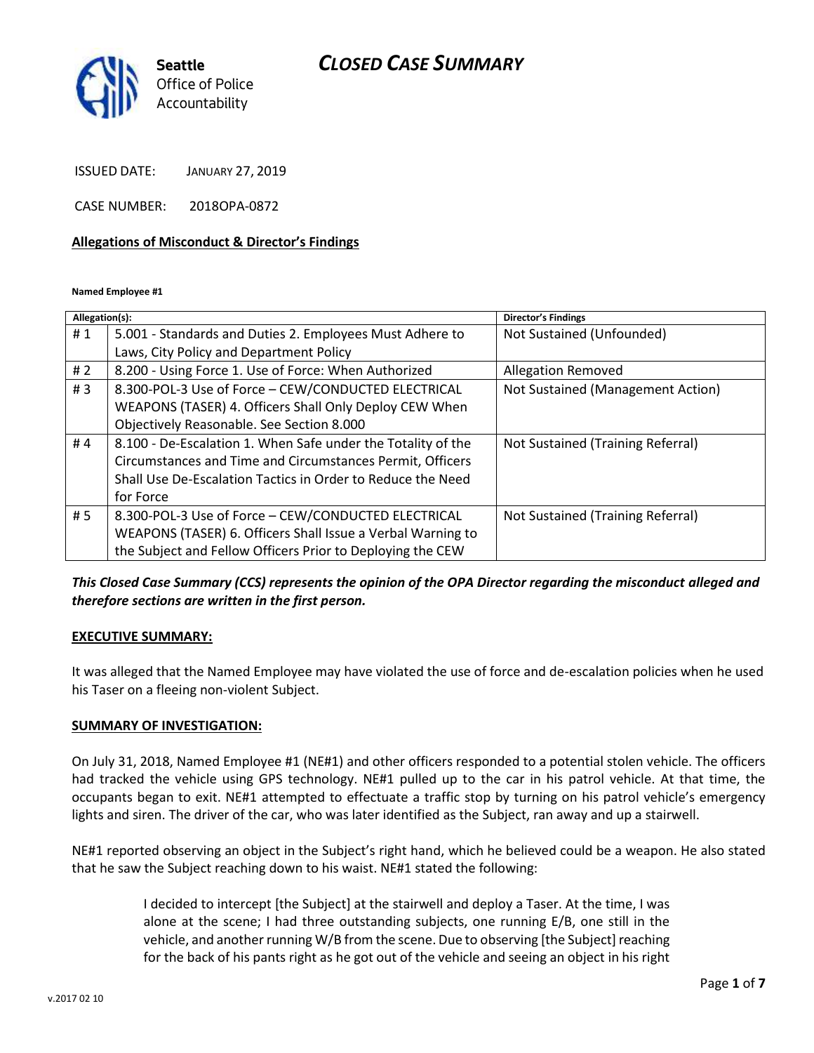# CLOSED CASE SUMMARY

Seattle Office of Police Accountability

ISSUED DATE: JANUARY 27, 2019

CASE NUMBER: 2018OPA-0872

**Allegations of Misconduct & Director's Findings**

**Named Employee #1**

| Allegation(s): | | Director's Findings |
|---|---|---|
| # 1 | 5.001 - Standards and Duties 2. Employees Must Adhere to Laws, City Policy and Department Policy | Not Sustained (Unfounded) |
| # 2 | 8.200 - Using Force 1. Use of Force: When Authorized | Allegation Removed |
| # 3 | 8.300-POL-3 Use of Force – CEW/CONDUCTED ELECTRICAL WEAPONS (TASER) 4. Officers Shall Only Deploy CEW When Objectively Reasonable. See Section 8.000 | Not Sustained (Management Action) |
| # 4 | 8.100 - De-Escalation 1. When Safe under the Totality of the Circumstances and Time and Circumstances Permit, Officers Shall Use De-Escalation Tactics in Order to Reduce the Need for Force | Not Sustained (Training Referral) |
| # 5 | 8.300-POL-3 Use of Force – CEW/CONDUCTED ELECTRICAL WEAPONS (TASER) 6. Officers Shall Issue a Verbal Warning to the Subject and Fellow Officers Prior to Deploying the CEW | Not Sustained (Training Referral) |

***This Closed Case Summary (CCS) represents the opinion of the OPA Director regarding the misconduct alleged and therefore sections are written in the first person.***

**EXECUTIVE SUMMARY:**

It was alleged that the Named Employee may have violated the use of force and de-escalation policies when he used his Taser on a fleeing non-violent Subject.

**SUMMARY OF INVESTIGATION:**

On July 31, 2018, Named Employee #1 (NE#1) and other officers responded to a potential stolen vehicle. The officers had tracked the vehicle using GPS technology. NE#1 pulled up to the car in his patrol vehicle. At that time, the occupants began to exit. NE#1 attempted to effectuate a traffic stop by turning on his patrol vehicle's emergency lights and siren. The driver of the car, who was later identified as the Subject, ran away and up a stairwell.

NE#1 reported observing an object in the Subject's right hand, which he believed could be a weapon. He also stated that he saw the Subject reaching down to his waist. NE#1 stated the following:

> I decided to intercept [the Subject] at the stairwell and deploy a Taser. At the time, I was alone at the scene; I had three outstanding subjects, one running E/B, one still in the vehicle, and another running W/B from the scene. Due to observing [the Subject] reaching for the back of his pants right as he got out of the vehicle and seeing an object in his right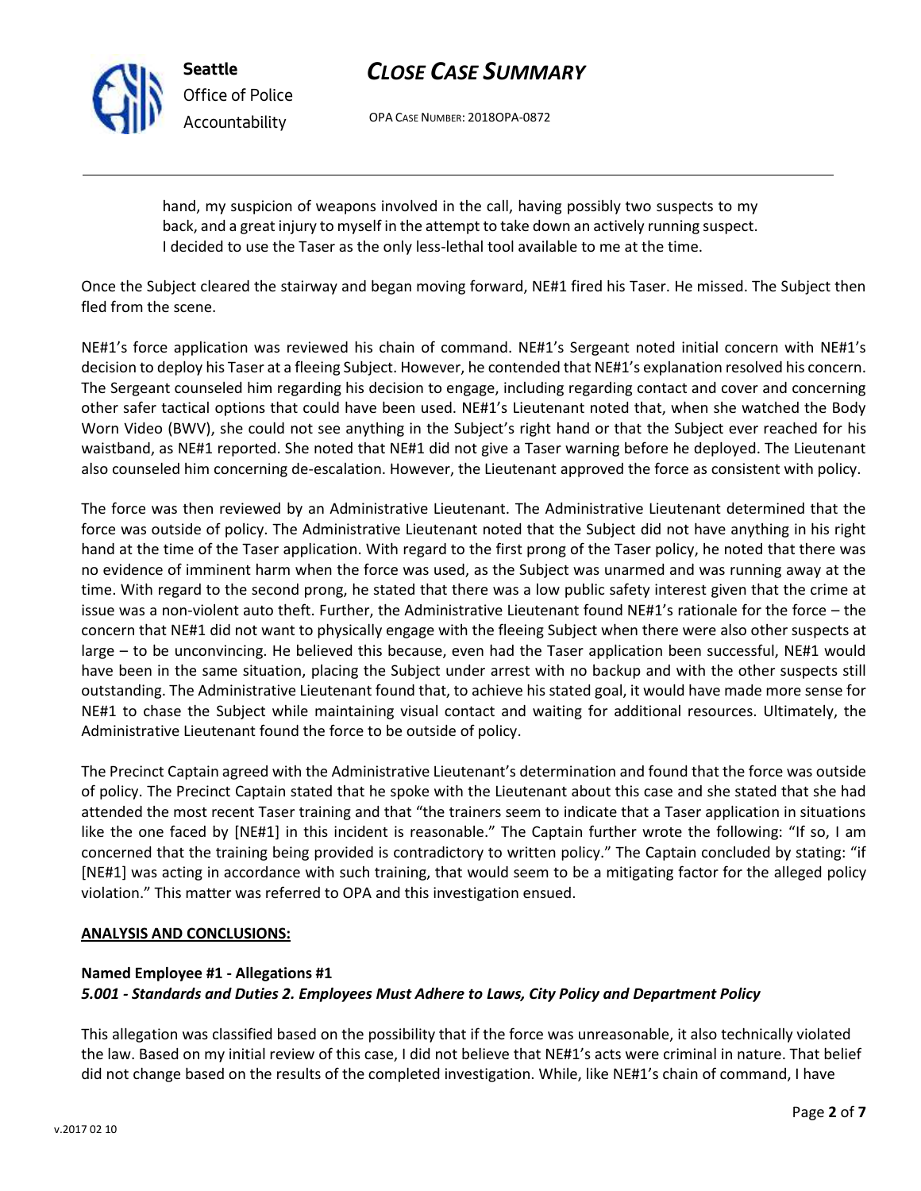hand, my suspicion of weapons involved in the call, having possibly two suspects to my back, and a great injury to myself in the attempt to take down an actively running suspect. I decided to use the Taser as the only less-lethal tool available to me at the time.

Once the Subject cleared the stairway and began moving forward, NE#1 fired his Taser. He missed. The Subject then fled from the scene.

NE#1's force application was reviewed his chain of command. NE#1's Sergeant noted initial concern with NE#1's decision to deploy his Taser at a fleeing Subject. However, he contended that NE#1's explanation resolved his concern. The Sergeant counseled him regarding his decision to engage, including regarding contact and cover and concerning other safer tactical options that could have been used. NE#1's Lieutenant noted that, when she watched the Body Worn Video (BWV), she could not see anything in the Subject's right hand or that the Subject ever reached for his waistband, as NE#1 reported. She noted that NE#1 did not give a Taser warning before he deployed. The Lieutenant also counseled him concerning de-escalation. However, the Lieutenant approved the force as consistent with policy.

The force was then reviewed by an Administrative Lieutenant. The Administrative Lieutenant determined that the force was outside of policy. The Administrative Lieutenant noted that the Subject did not have anything in his right hand at the time of the Taser application. With regard to the first prong of the Taser policy, he noted that there was no evidence of imminent harm when the force was used, as the Subject was unarmed and was running away at the time. With regard to the second prong, he stated that there was a low public safety interest given that the crime at issue was a non-violent auto theft. Further, the Administrative Lieutenant found NE#1's rationale for the force – the concern that NE#1 did not want to physically engage with the fleeing Subject when there were also other suspects at large – to be unconvincing. He believed this because, even had the Taser application been successful, NE#1 would have been in the same situation, placing the Subject under arrest with no backup and with the other suspects still outstanding. The Administrative Lieutenant found that, to achieve his stated goal, it would have made more sense for NE#1 to chase the Subject while maintaining visual contact and waiting for additional resources. Ultimately, the Administrative Lieutenant found the force to be outside of policy.

The Precinct Captain agreed with the Administrative Lieutenant's determination and found that the force was outside of policy. The Precinct Captain stated that he spoke with the Lieutenant about this case and she stated that she had attended the most recent Taser training and that "the trainers seem to indicate that a Taser application in situations like the one faced by [NE#1] in this incident is reasonable." The Captain further wrote the following: "If so, I am concerned that the training being provided is contradictory to written policy." The Captain concluded by stating: "if [NE#1] was acting in accordance with such training, that would seem to be a mitigating factor for the alleged policy violation." This matter was referred to OPA and this investigation ensued.

**ANALYSIS AND CONCLUSIONS:**

**Named Employee #1 - Allegations #1**
***5.001 - Standards and Duties 2. Employees Must Adhere to Laws, City Policy and Department Policy***

This allegation was classified based on the possibility that if the force was unreasonable, it also technically violated the law. Based on my initial review of this case, I did not believe that NE#1's acts were criminal in nature. That belief did not change based on the results of the completed investigation. While, like NE#1's chain of command, I have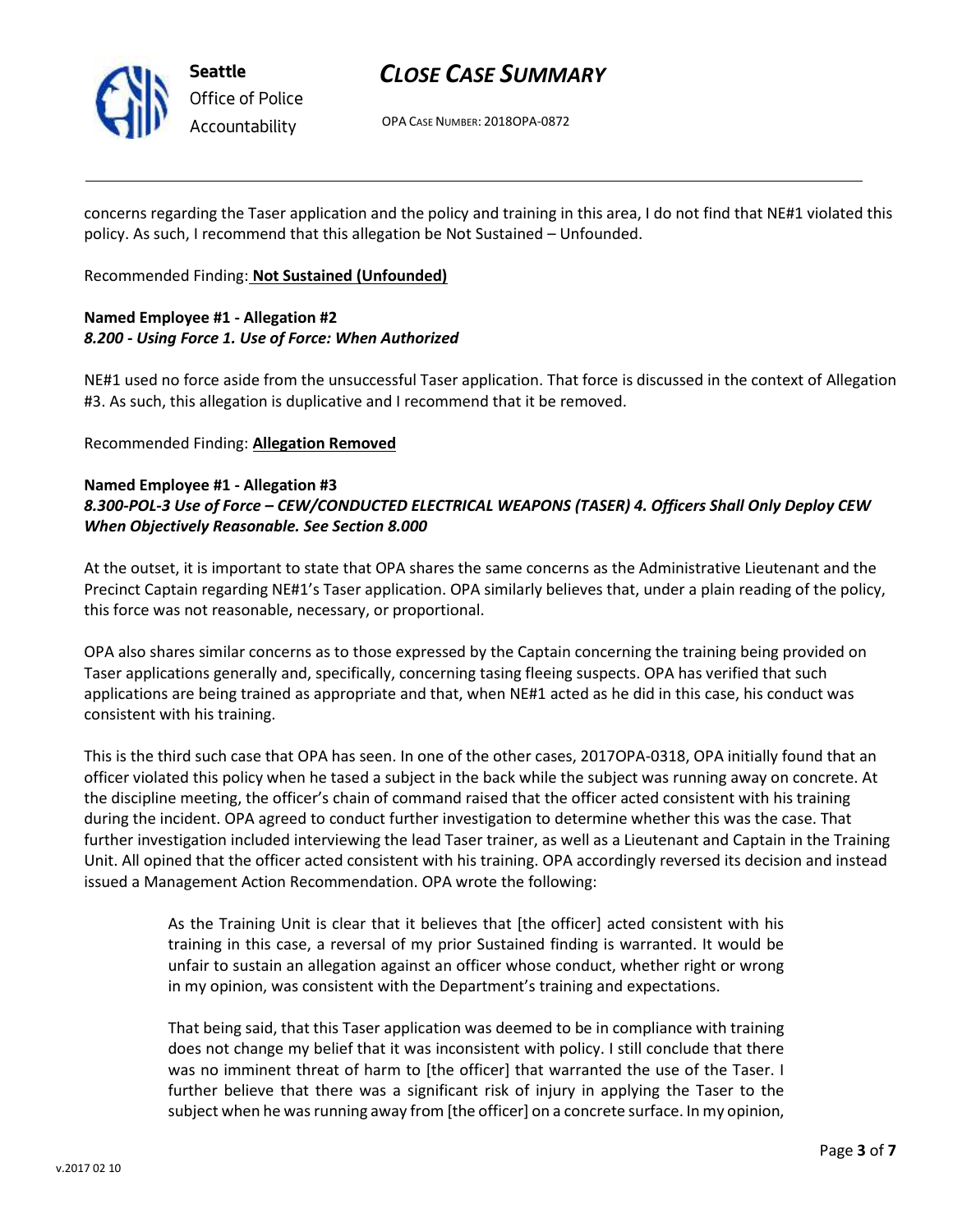concerns regarding the Taser application and the policy and training in this area, I do not find that NE#1 violated this policy. As such, I recommend that this allegation be Not Sustained – Unfounded.

Recommended Finding: **Not Sustained (Unfounded)**

**Named Employee #1 - Allegation #2**
***8.200 - Using Force 1. Use of Force: When Authorized***

NE#1 used no force aside from the unsuccessful Taser application. That force is discussed in the context of Allegation #3. As such, this allegation is duplicative and I recommend that it be removed.

Recommended Finding: **Allegation Removed**

**Named Employee #1 - Allegation #3**
***8.300-POL-3 Use of Force – CEW/CONDUCTED ELECTRICAL WEAPONS (TASER) 4. Officers Shall Only Deploy CEW When Objectively Reasonable. See Section 8.000***

At the outset, it is important to state that OPA shares the same concerns as the Administrative Lieutenant and the Precinct Captain regarding NE#1's Taser application. OPA similarly believes that, under a plain reading of the policy, this force was not reasonable, necessary, or proportional.

OPA also shares similar concerns as to those expressed by the Captain concerning the training being provided on Taser applications generally and, specifically, concerning tasing fleeing suspects. OPA has verified that such applications are being trained as appropriate and that, when NE#1 acted as he did in this case, his conduct was consistent with his training.

This is the third such case that OPA has seen. In one of the other cases, 2017OPA-0318, OPA initially found that an officer violated this policy when he tased a subject in the back while the subject was running away on concrete. At the discipline meeting, the officer's chain of command raised that the officer acted consistent with his training during the incident. OPA agreed to conduct further investigation to determine whether this was the case. That further investigation included interviewing the lead Taser trainer, as well as a Lieutenant and Captain in the Training Unit. All opined that the officer acted consistent with his training. OPA accordingly reversed its decision and instead issued a Management Action Recommendation. OPA wrote the following:

> As the Training Unit is clear that it believes that [the officer] acted consistent with his training in this case, a reversal of my prior Sustained finding is warranted. It would be unfair to sustain an allegation against an officer whose conduct, whether right or wrong in my opinion, was consistent with the Department's training and expectations.
>
> That being said, that this Taser application was deemed to be in compliance with training does not change my belief that it was inconsistent with policy. I still conclude that there was no imminent threat of harm to [the officer] that warranted the use of the Taser. I further believe that there was a significant risk of injury in applying the Taser to the subject when he was running away from [the officer] on a concrete surface. In my opinion,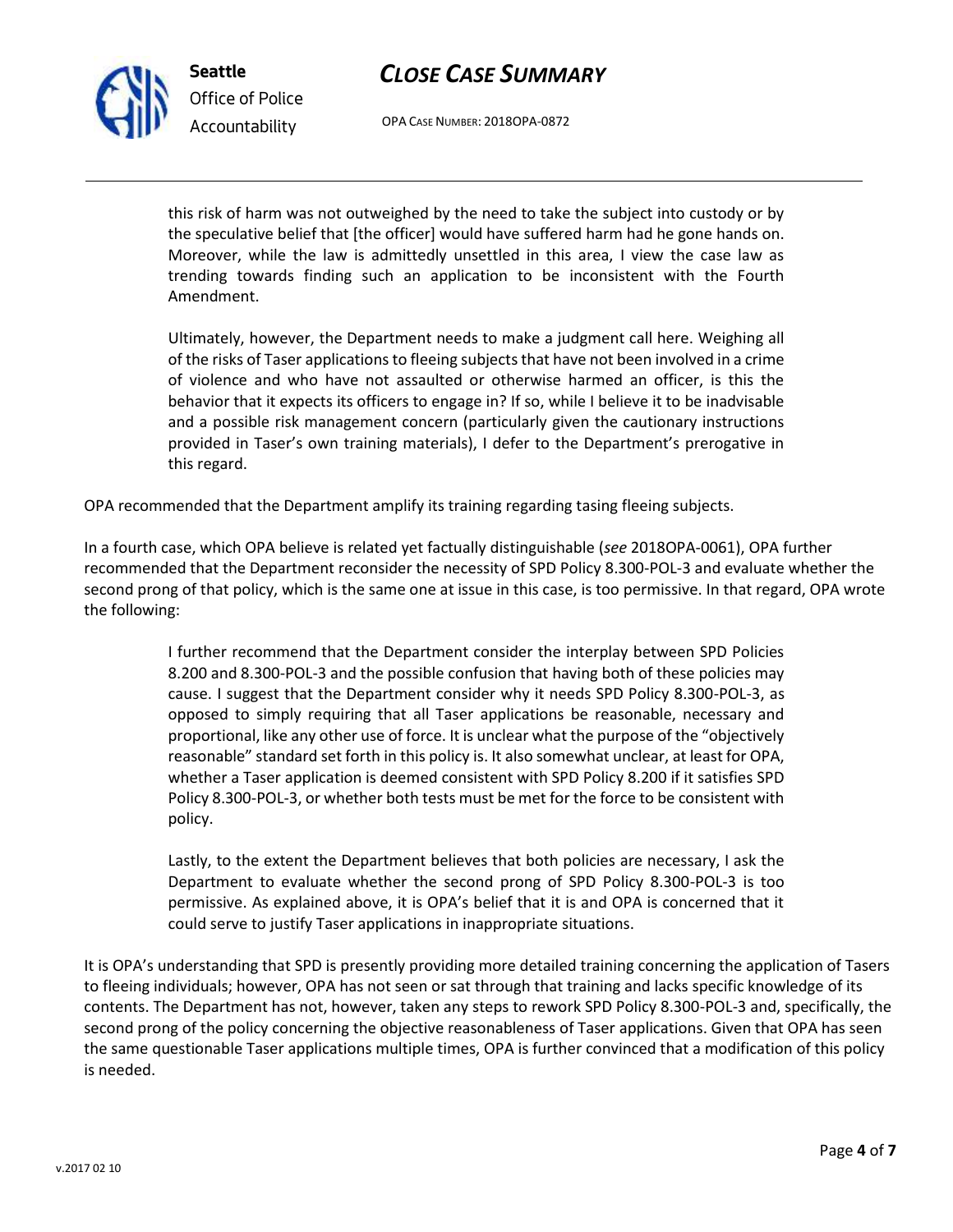> this risk of harm was not outweighed by the need to take the subject into custody or by the speculative belief that [the officer] would have suffered harm had he gone hands on. Moreover, while the law is admittedly unsettled in this area, I view the case law as trending towards finding such an application to be inconsistent with the Fourth Amendment.
>
> Ultimately, however, the Department needs to make a judgment call here. Weighing all of the risks of Taser applications to fleeing subjects that have not been involved in a crime of violence and who have not assaulted or otherwise harmed an officer, is this the behavior that it expects its officers to engage in? If so, while I believe it to be inadvisable and a possible risk management concern (particularly given the cautionary instructions provided in Taser's own training materials), I defer to the Department's prerogative in this regard.

OPA recommended that the Department amplify its training regarding tasing fleeing subjects.

In a fourth case, which OPA believe is related yet factually distinguishable (*see* 2018OPA-0061), OPA further recommended that the Department reconsider the necessity of SPD Policy 8.300-POL-3 and evaluate whether the second prong of that policy, which is the same one at issue in this case, is too permissive. In that regard, OPA wrote the following:

> I further recommend that the Department consider the interplay between SPD Policies 8.200 and 8.300-POL-3 and the possible confusion that having both of these policies may cause. I suggest that the Department consider why it needs SPD Policy 8.300-POL-3, as opposed to simply requiring that all Taser applications be reasonable, necessary and proportional, like any other use of force. It is unclear what the purpose of the "objectively reasonable" standard set forth in this policy is. It also somewhat unclear, at least for OPA, whether a Taser application is deemed consistent with SPD Policy 8.200 if it satisfies SPD Policy 8.300-POL-3, or whether both tests must be met for the force to be consistent with policy.
>
> Lastly, to the extent the Department believes that both policies are necessary, I ask the Department to evaluate whether the second prong of SPD Policy 8.300-POL-3 is too permissive. As explained above, it is OPA's belief that it is and OPA is concerned that it could serve to justify Taser applications in inappropriate situations.

It is OPA's understanding that SPD is presently providing more detailed training concerning the application of Tasers to fleeing individuals; however, OPA has not seen or sat through that training and lacks specific knowledge of its contents. The Department has not, however, taken any steps to rework SPD Policy 8.300-POL-3 and, specifically, the second prong of the policy concerning the objective reasonableness of Taser applications. Given that OPA has seen the same questionable Taser applications multiple times, OPA is further convinced that a modification of this policy is needed.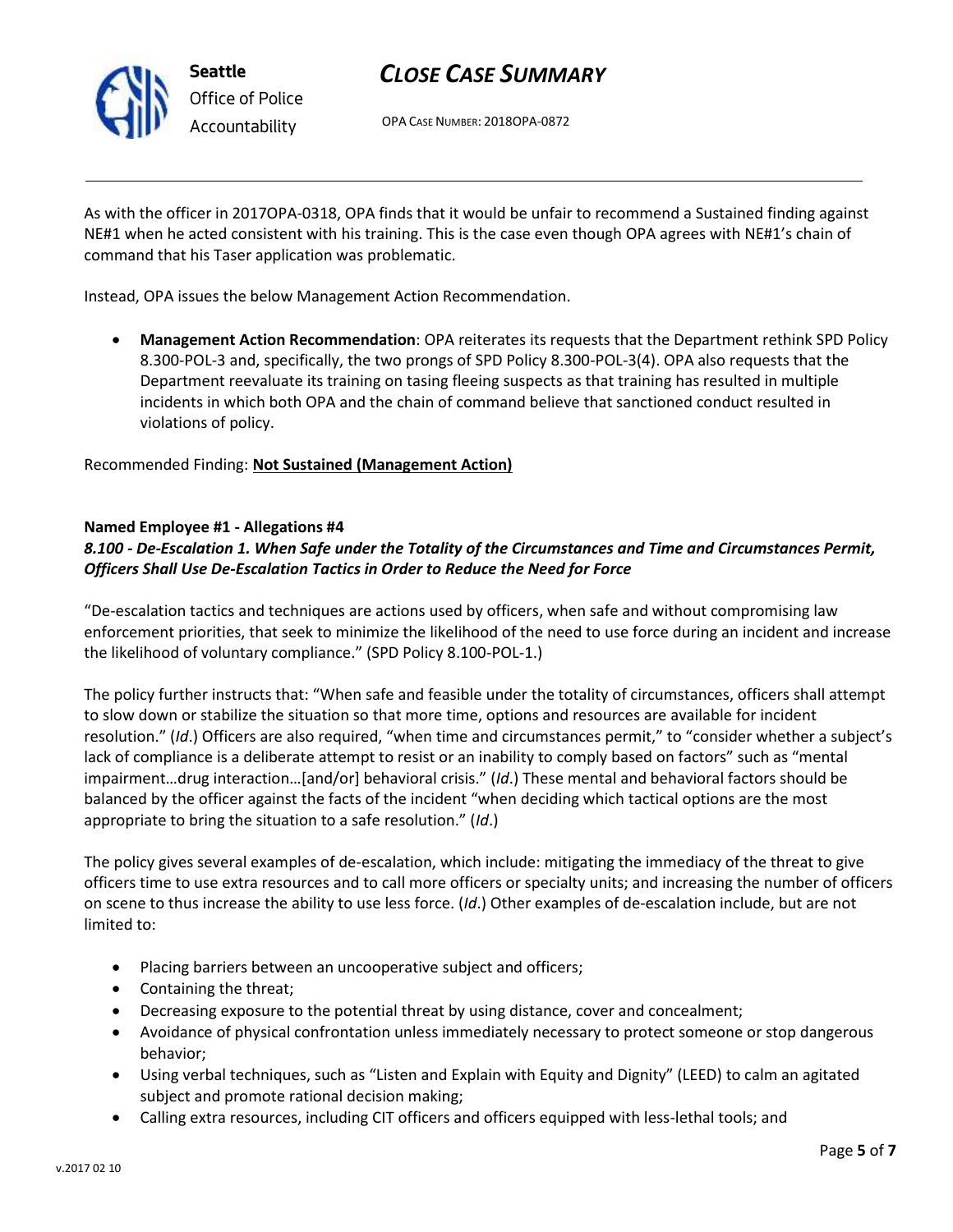As with the officer in 2017OPA-0318, OPA finds that it would be unfair to recommend a Sustained finding against NE#1 when he acted consistent with his training. This is the case even though OPA agrees with NE#1's chain of command that his Taser application was problematic.

Instead, OPA issues the below Management Action Recommendation.

- **Management Action Recommendation**: OPA reiterates its requests that the Department rethink SPD Policy 8.300-POL-3 and, specifically, the two prongs of SPD Policy 8.300-POL-3(4). OPA also requests that the Department reevaluate its training on tasing fleeing suspects as that training has resulted in multiple incidents in which both OPA and the chain of command believe that sanctioned conduct resulted in violations of policy.

Recommended Finding: **<u>Not Sustained (Management Action)</u>**

**Named Employee #1 - Allegations #4**
***8.100 - De-Escalation 1. When Safe under the Totality of the Circumstances and Time and Circumstances Permit, Officers Shall Use De-Escalation Tactics in Order to Reduce the Need for Force***

"De-escalation tactics and techniques are actions used by officers, when safe and without compromising law enforcement priorities, that seek to minimize the likelihood of the need to use force during an incident and increase the likelihood of voluntary compliance." (SPD Policy 8.100-POL-1.)

The policy further instructs that: "When safe and feasible under the totality of circumstances, officers shall attempt to slow down or stabilize the situation so that more time, options and resources are available for incident resolution." (*Id*.) Officers are also required, "when time and circumstances permit," to "consider whether a subject's lack of compliance is a deliberate attempt to resist or an inability to comply based on factors" such as "mental impairment…drug interaction…[and/or] behavioral crisis." (*Id*.) These mental and behavioral factors should be balanced by the officer against the facts of the incident "when deciding which tactical options are the most appropriate to bring the situation to a safe resolution." (*Id*.)

The policy gives several examples of de-escalation, which include: mitigating the immediacy of the threat to give officers time to use extra resources and to call more officers or specialty units; and increasing the number of officers on scene to thus increase the ability to use less force. (*Id*.) Other examples of de-escalation include, but are not limited to:

- Placing barriers between an uncooperative subject and officers;
- Containing the threat;
- Decreasing exposure to the potential threat by using distance, cover and concealment;
- Avoidance of physical confrontation unless immediately necessary to protect someone or stop dangerous behavior;
- Using verbal techniques, such as "Listen and Explain with Equity and Dignity" (LEED) to calm an agitated subject and promote rational decision making;
- Calling extra resources, including CIT officers and officers equipped with less-lethal tools; and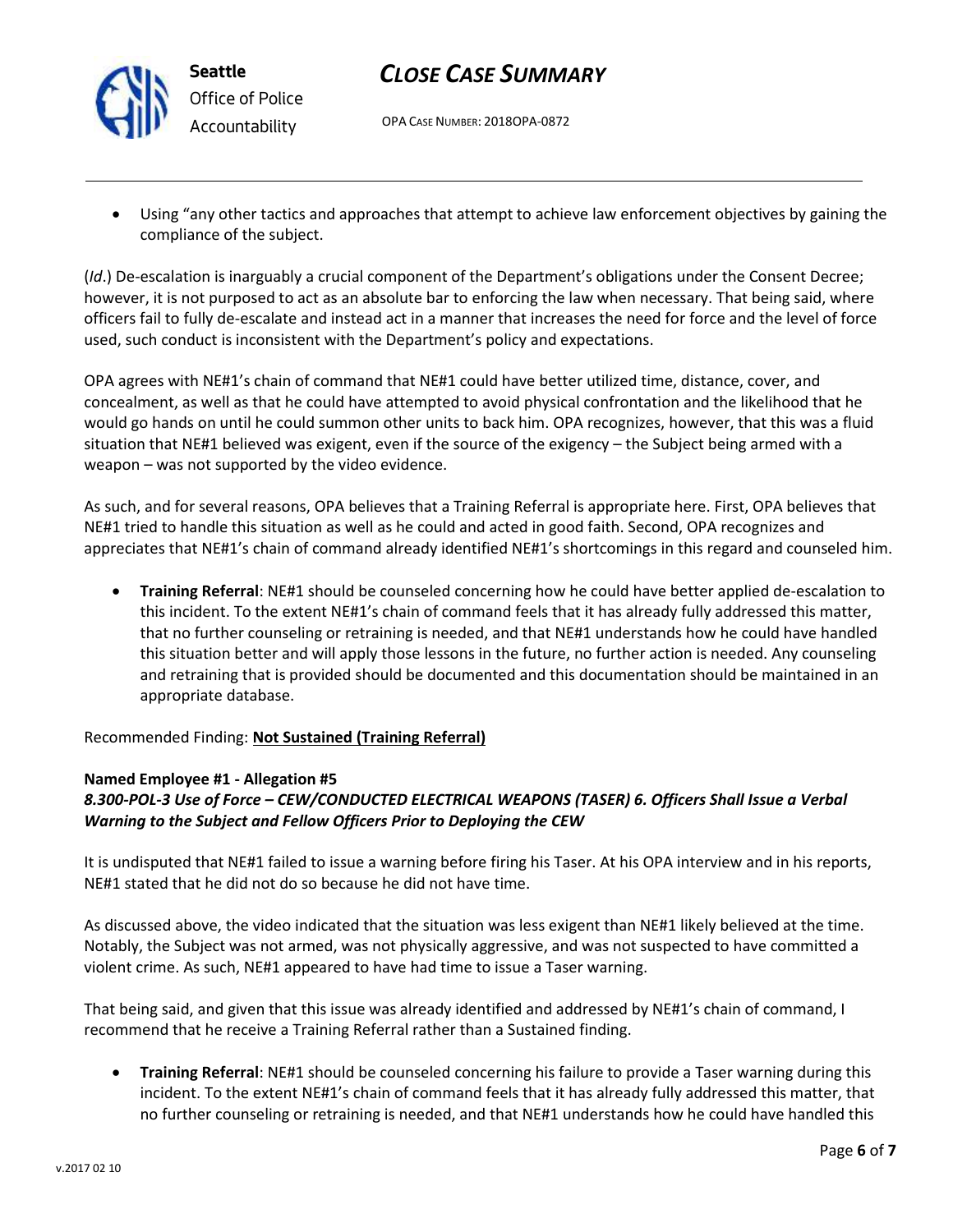- Using "any other tactics and approaches that attempt to achieve law enforcement objectives by gaining the compliance of the subject.

(*Id*.) De-escalation is inarguably a crucial component of the Department's obligations under the Consent Decree; however, it is not purposed to act as an absolute bar to enforcing the law when necessary. That being said, where officers fail to fully de-escalate and instead act in a manner that increases the need for force and the level of force used, such conduct is inconsistent with the Department's policy and expectations.

OPA agrees with NE#1's chain of command that NE#1 could have better utilized time, distance, cover, and concealment, as well as that he could have attempted to avoid physical confrontation and the likelihood that he would go hands on until he could summon other units to back him. OPA recognizes, however, that this was a fluid situation that NE#1 believed was exigent, even if the source of the exigency – the Subject being armed with a weapon – was not supported by the video evidence.

As such, and for several reasons, OPA believes that a Training Referral is appropriate here. First, OPA believes that NE#1 tried to handle this situation as well as he could and acted in good faith. Second, OPA recognizes and appreciates that NE#1's chain of command already identified NE#1's shortcomings in this regard and counseled him.

- **Training Referral**: NE#1 should be counseled concerning how he could have better applied de-escalation to this incident. To the extent NE#1's chain of command feels that it has already fully addressed this matter, that no further counseling or retraining is needed, and that NE#1 understands how he could have handled this situation better and will apply those lessons in the future, no further action is needed. Any counseling and retraining that is provided should be documented and this documentation should be maintained in an appropriate database.

Recommended Finding: **Not Sustained (Training Referral)**

**Named Employee #1 - Allegation #5**
***8.300-POL-3 Use of Force – CEW/CONDUCTED ELECTRICAL WEAPONS (TASER) 6. Officers Shall Issue a Verbal Warning to the Subject and Fellow Officers Prior to Deploying the CEW***

It is undisputed that NE#1 failed to issue a warning before firing his Taser. At his OPA interview and in his reports, NE#1 stated that he did not do so because he did not have time.

As discussed above, the video indicated that the situation was less exigent than NE#1 likely believed at the time. Notably, the Subject was not armed, was not physically aggressive, and was not suspected to have committed a violent crime. As such, NE#1 appeared to have had time to issue a Taser warning.

That being said, and given that this issue was already identified and addressed by NE#1's chain of command, I recommend that he receive a Training Referral rather than a Sustained finding.

- **Training Referral**: NE#1 should be counseled concerning his failure to provide a Taser warning during this incident. To the extent NE#1's chain of command feels that it has already fully addressed this matter, that no further counseling or retraining is needed, and that NE#1 understands how he could have handled this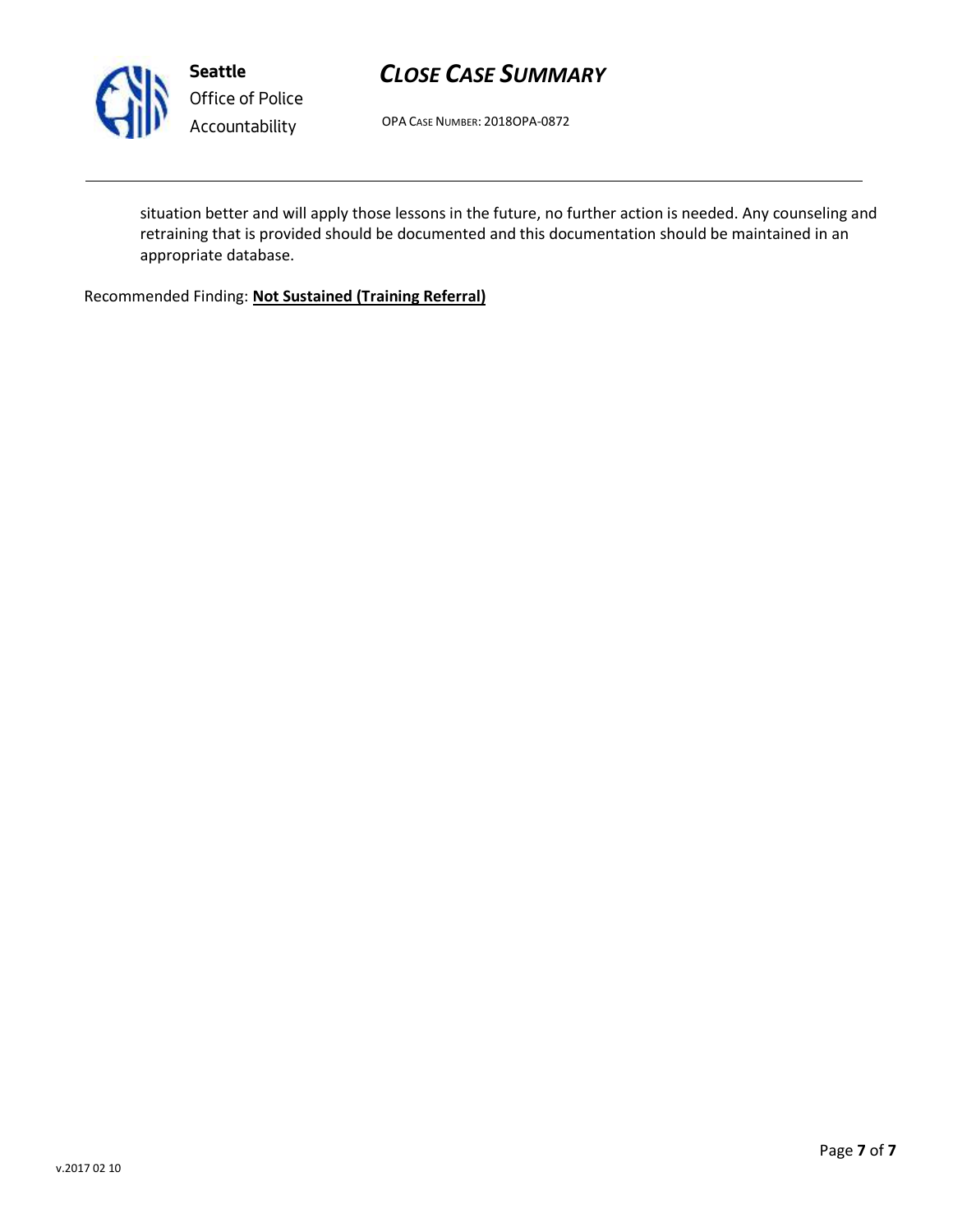situation better and will apply those lessons in the future, no further action is needed. Any counseling and retraining that is provided should be documented and this documentation should be maintained in an appropriate database.

Recommended Finding: **Not Sustained (Training Referral)**